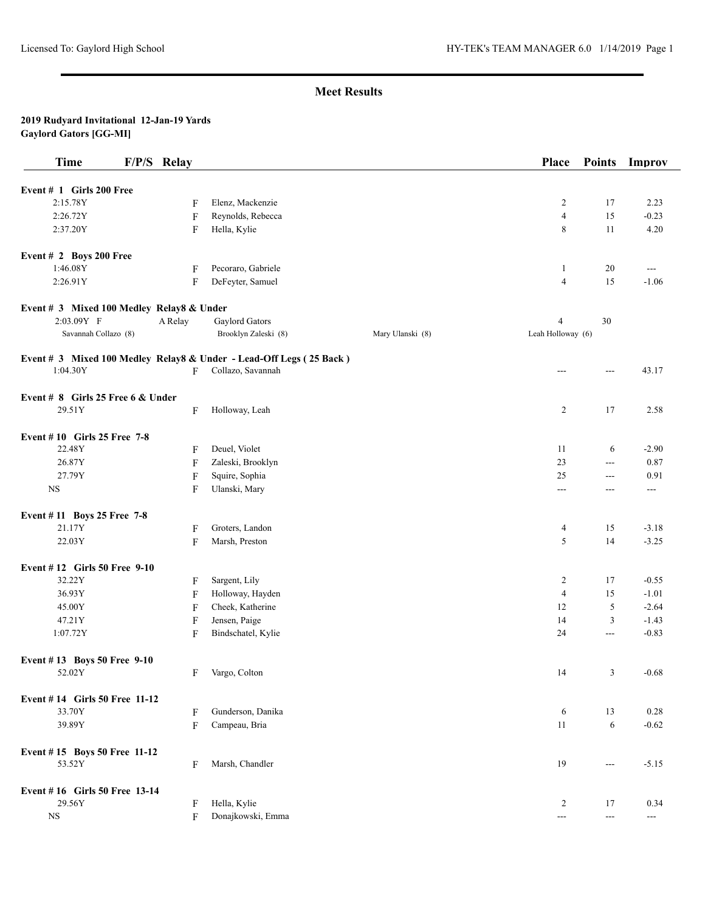## Meet Results

**2019 Rudyard Invitational 12-Jan-19 Yards**
**Gaylord Gators [GG-MI]**

| Time | F/P/S | Relay | | | Place | Points | Improv |
|---|---|---|---|---|---|---|---|
| **Event # 1 Girls 200 Free** | | | | | | | |
| 2:15.78Y | F | | Elenz, Mackenzie | | 2 | 17 | 2.23 |
| 2:26.72Y | F | | Reynolds, Rebecca | | 4 | 15 | -0.23 |
| 2:37.20Y | F | | Hella, Kylie | | 8 | 11 | 4.20 |
| **Event # 2 Boys 200 Free** | | | | | | | |
| 1:46.08Y | F | | Pecoraro, Gabriele | | 1 | 20 | --- |
| 2:26.91Y | F | | DeFeyter, Samuel | | 4 | 15 | -1.06 |
| **Event # 3 Mixed 100 Medley Relay8 & Under** | | | | | | | |
| 2:03.09Y | F | A Relay | Gaylord Gators | | 4 | 30 | |
| Savannah Collazo (8) | | | Brooklyn Zaleski (8) | Mary Ulanski (8) | Leah Holloway (6) | | |
| **Event # 3 Mixed 100 Medley Relay8 & Under - Lead-Off Legs ( 25 Back )** | | | | | | | |
| 1:04.30Y | F | | Collazo, Savannah | | --- | --- | 43.17 |
| **Event # 8 Girls 25 Free 6 & Under** | | | | | | | |
| 29.51Y | F | | Holloway, Leah | | 2 | 17 | 2.58 |
| **Event # 10 Girls 25 Free 7-8** | | | | | | | |
| 22.48Y | F | | Deuel, Violet | | 11 | 6 | -2.90 |
| 26.87Y | F | | Zaleski, Brooklyn | | 23 | --- | 0.87 |
| 27.79Y | F | | Squire, Sophia | | 25 | --- | 0.91 |
| NS | F | | Ulanski, Mary | | --- | --- | --- |
| **Event # 11 Boys 25 Free 7-8** | | | | | | | |
| 21.17Y | F | | Groters, Landon | | 4 | 15 | -3.18 |
| 22.03Y | F | | Marsh, Preston | | 5 | 14 | -3.25 |
| **Event # 12 Girls 50 Free 9-10** | | | | | | | |
| 32.22Y | F | | Sargent, Lily | | 2 | 17 | -0.55 |
| 36.93Y | F | | Holloway, Hayden | | 4 | 15 | -1.01 |
| 45.00Y | F | | Cheek, Katherine | | 12 | 5 | -2.64 |
| 47.21Y | F | | Jensen, Paige | | 14 | 3 | -1.43 |
| 1:07.72Y | F | | Bindschatel, Kylie | | 24 | --- | -0.83 |
| **Event # 13 Boys 50 Free 9-10** | | | | | | | |
| 52.02Y | F | | Vargo, Colton | | 14 | 3 | -0.68 |
| **Event # 14 Girls 50 Free 11-12** | | | | | | | |
| 33.70Y | F | | Gunderson, Danika | | 6 | 13 | 0.28 |
| 39.89Y | F | | Campeau, Bria | | 11 | 6 | -0.62 |
| **Event # 15 Boys 50 Free 11-12** | | | | | | | |
| 53.52Y | F | | Marsh, Chandler | | 19 | --- | -5.15 |
| **Event # 16 Girls 50 Free 13-14** | | | | | | | |
| 29.56Y | F | | Hella, Kylie | | 2 | 17 | 0.34 |
| NS | F | | Donajkowski, Emma | | --- | --- | --- |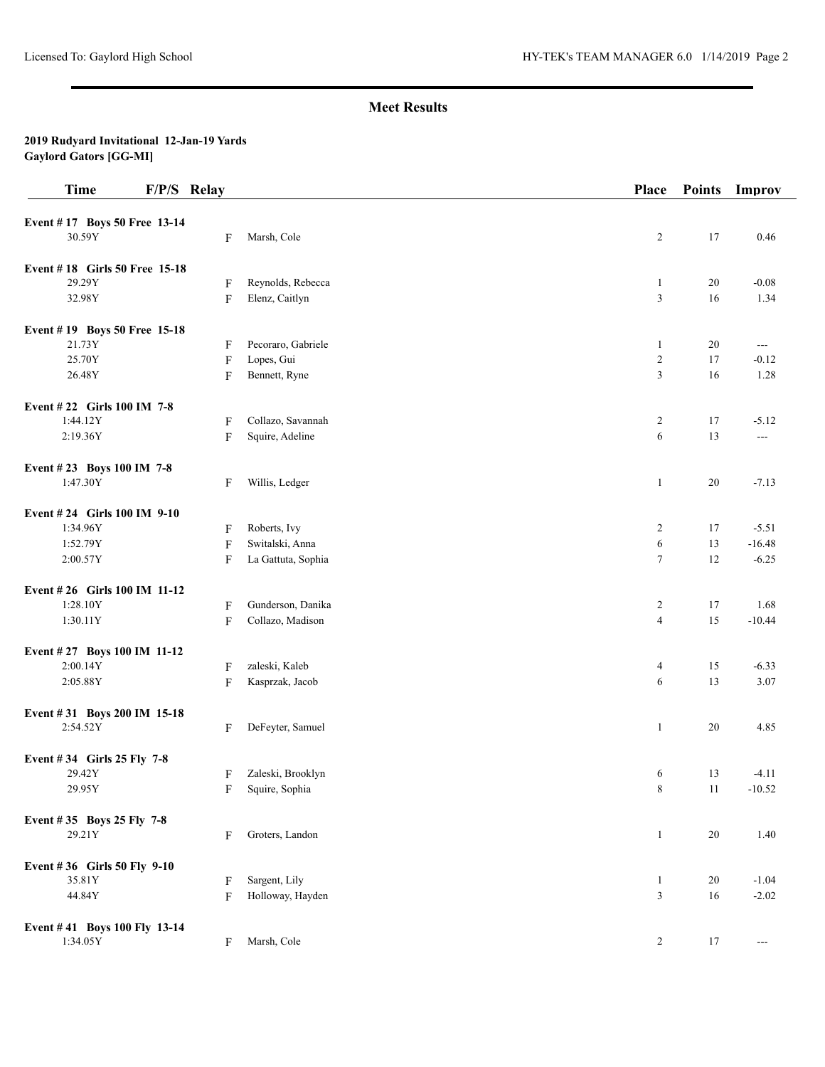## Meet Results

**2019 Rudyard Invitational 12-Jan-19 Yards**
**Gaylord Gators [GG-MI]**

| Time | F/P/S | Relay | | Place | Points | Improv |
|---|---|---|---|---|---|---|
| **Event # 17 Boys 50 Free 13-14** | | | | | | |
| 30.59Y | F | | Marsh, Cole | 2 | 17 | 0.46 |
| **Event # 18 Girls 50 Free 15-18** | | | | | | |
| 29.29Y | F | | Reynolds, Rebecca | 1 | 20 | -0.08 |
| 32.98Y | F | | Elenz, Caitlyn | 3 | 16 | 1.34 |
| **Event # 19 Boys 50 Free 15-18** | | | | | | |
| 21.73Y | F | | Pecoraro, Gabriele | 1 | 20 | --- |
| 25.70Y | F | | Lopes, Gui | 2 | 17 | -0.12 |
| 26.48Y | F | | Bennett, Ryne | 3 | 16 | 1.28 |
| **Event # 22 Girls 100 IM 7-8** | | | | | | |
| 1:44.12Y | F | | Collazo, Savannah | 2 | 17 | -5.12 |
| 2:19.36Y | F | | Squire, Adeline | 6 | 13 | --- |
| **Event # 23 Boys 100 IM 7-8** | | | | | | |
| 1:47.30Y | F | | Willis, Ledger | 1 | 20 | -7.13 |
| **Event # 24 Girls 100 IM 9-10** | | | | | | |
| 1:34.96Y | F | | Roberts, Ivy | 2 | 17 | -5.51 |
| 1:52.79Y | F | | Switalski, Anna | 6 | 13 | -16.48 |
| 2:00.57Y | F | | La Gattuta, Sophia | 7 | 12 | -6.25 |
| **Event # 26 Girls 100 IM 11-12** | | | | | | |
| 1:28.10Y | F | | Gunderson, Danika | 2 | 17 | 1.68 |
| 1:30.11Y | F | | Collazo, Madison | 4 | 15 | -10.44 |
| **Event # 27 Boys 100 IM 11-12** | | | | | | |
| 2:00.14Y | F | | zaleski, Kaleb | 4 | 15 | -6.33 |
| 2:05.88Y | F | | Kasprzak, Jacob | 6 | 13 | 3.07 |
| **Event # 31 Boys 200 IM 15-18** | | | | | | |
| 2:54.52Y | F | | DeFeyter, Samuel | 1 | 20 | 4.85 |
| **Event # 34 Girls 25 Fly 7-8** | | | | | | |
| 29.42Y | F | | Zaleski, Brooklyn | 6 | 13 | -4.11 |
| 29.95Y | F | | Squire, Sophia | 8 | 11 | -10.52 |
| **Event # 35 Boys 25 Fly 7-8** | | | | | | |
| 29.21Y | F | | Groters, Landon | 1 | 20 | 1.40 |
| **Event # 36 Girls 50 Fly 9-10** | | | | | | |
| 35.81Y | F | | Sargent, Lily | 1 | 20 | -1.04 |
| 44.84Y | F | | Holloway, Hayden | 3 | 16 | -2.02 |
| **Event # 41 Boys 100 Fly 13-14** | | | | | | |
| 1:34.05Y | F | | Marsh, Cole | 2 | 17 | --- |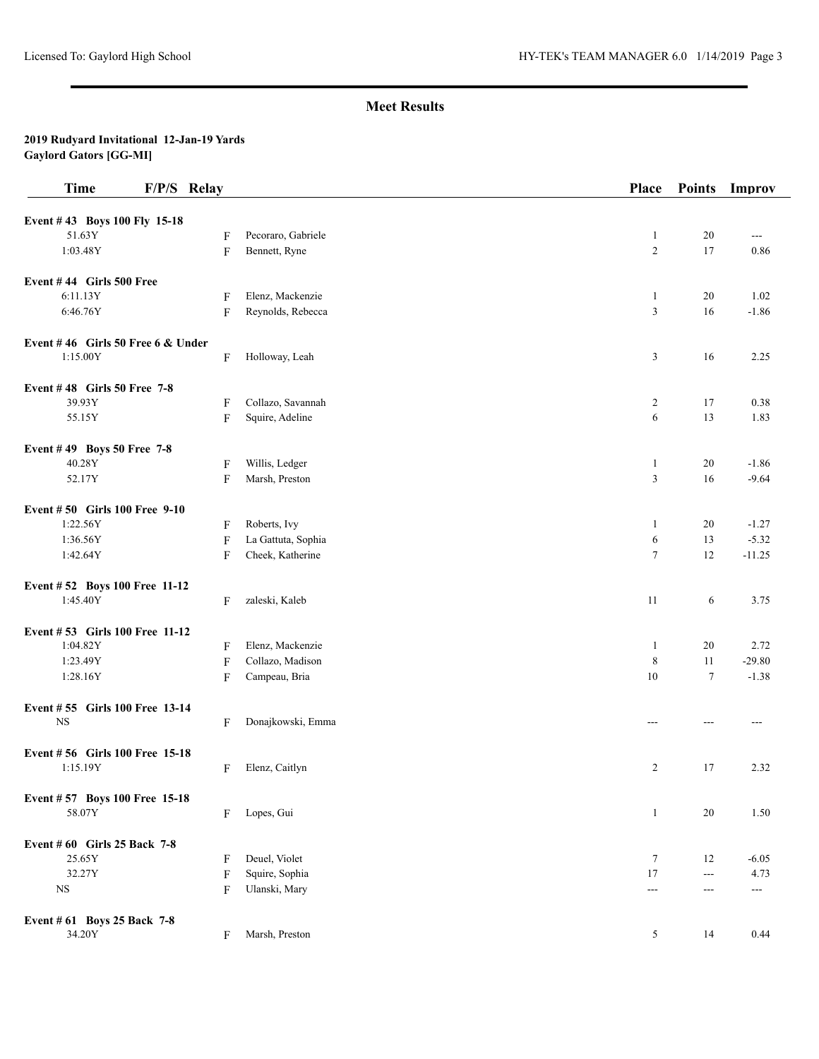## Meet Results

**2019 Rudyard Invitational 12-Jan-19 Yards**
**Gaylord Gators [GG-MI]**

| Time | F/P/S | Relay | Place | Points | Improv |
|---|---|---|---|---|---|
| **Event # 43 Boys 100 Fly 15-18** | | | | | |
| 51.63Y | F | Pecoraro, Gabriele | 1 | 20 | --- |
| 1:03.48Y | F | Bennett, Ryne | 2 | 17 | 0.86 |
| **Event # 44 Girls 500 Free** | | | | | |
| 6:11.13Y | F | Elenz, Mackenzie | 1 | 20 | 1.02 |
| 6:46.76Y | F | Reynolds, Rebecca | 3 | 16 | -1.86 |
| **Event # 46 Girls 50 Free 6 & Under** | | | | | |
| 1:15.00Y | F | Holloway, Leah | 3 | 16 | 2.25 |
| **Event # 48 Girls 50 Free 7-8** | | | | | |
| 39.93Y | F | Collazo, Savannah | 2 | 17 | 0.38 |
| 55.15Y | F | Squire, Adeline | 6 | 13 | 1.83 |
| **Event # 49 Boys 50 Free 7-8** | | | | | |
| 40.28Y | F | Willis, Ledger | 1 | 20 | -1.86 |
| 52.17Y | F | Marsh, Preston | 3 | 16 | -9.64 |
| **Event # 50 Girls 100 Free 9-10** | | | | | |
| 1:22.56Y | F | Roberts, Ivy | 1 | 20 | -1.27 |
| 1:36.56Y | F | La Gattuta, Sophia | 6 | 13 | -5.32 |
| 1:42.64Y | F | Cheek, Katherine | 7 | 12 | -11.25 |
| **Event # 52 Boys 100 Free 11-12** | | | | | |
| 1:45.40Y | F | zaleski, Kaleb | 11 | 6 | 3.75 |
| **Event # 53 Girls 100 Free 11-12** | | | | | |
| 1:04.82Y | F | Elenz, Mackenzie | 1 | 20 | 2.72 |
| 1:23.49Y | F | Collazo, Madison | 8 | 11 | -29.80 |
| 1:28.16Y | F | Campeau, Bria | 10 | 7 | -1.38 |
| **Event # 55 Girls 100 Free 13-14** | | | | | |
| NS | F | Donajkowski, Emma | --- | --- | --- |
| **Event # 56 Girls 100 Free 15-18** | | | | | |
| 1:15.19Y | F | Elenz, Caitlyn | 2 | 17 | 2.32 |
| **Event # 57 Boys 100 Free 15-18** | | | | | |
| 58.07Y | F | Lopes, Gui | 1 | 20 | 1.50 |
| **Event # 60 Girls 25 Back 7-8** | | | | | |
| 25.65Y | F | Deuel, Violet | 7 | 12 | -6.05 |
| 32.27Y | F | Squire, Sophia | 17 | --- | 4.73 |
| NS | F | Ulanski, Mary | --- | --- | --- |
| **Event # 61 Boys 25 Back 7-8** | | | | | |
| 34.20Y | F | Marsh, Preston | 5 | 14 | 0.44 |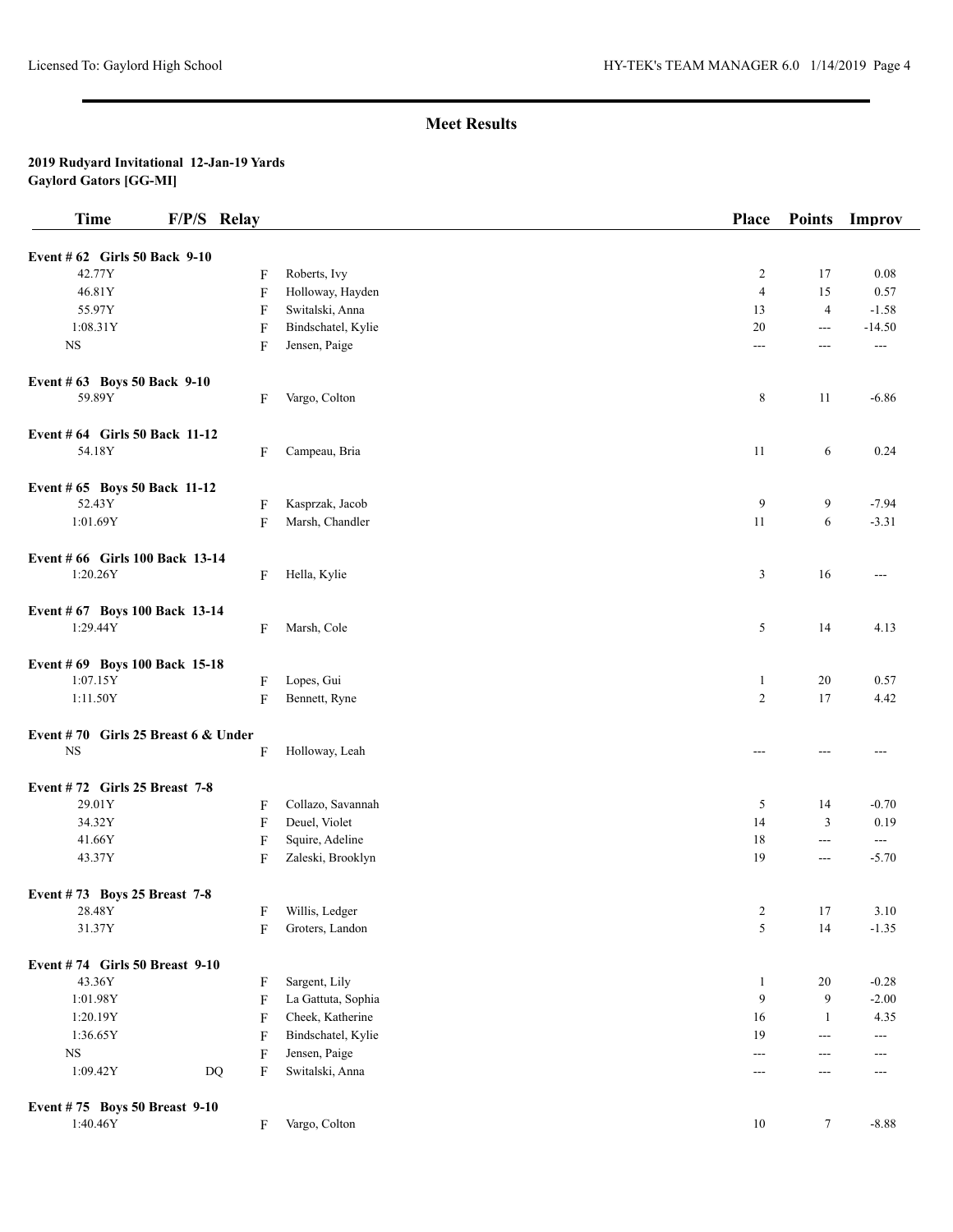## Meet Results

**2019 Rudyard Invitational 12-Jan-19 Yards**
**Gaylord Gators [GG-MI]**

| Time | F/P/S | Relay | | Place | Points | Improv |
|---|---|---|---|---|---|---|
| **Event # 62 Girls 50 Back 9-10** | | | | | | |
| 42.77Y | | F | Roberts, Ivy | 2 | 17 | 0.08 |
| 46.81Y | | F | Holloway, Hayden | 4 | 15 | 0.57 |
| 55.97Y | | F | Switalski, Anna | 13 | 4 | -1.58 |
| 1:08.31Y | | F | Bindschatel, Kylie | 20 | --- | -14.50 |
| NS | | F | Jensen, Paige | --- | --- | --- |
| **Event # 63 Boys 50 Back 9-10** | | | | | | |
| 59.89Y | | F | Vargo, Colton | 8 | 11 | -6.86 |
| **Event # 64 Girls 50 Back 11-12** | | | | | | |
| 54.18Y | | F | Campeau, Bria | 11 | 6 | 0.24 |
| **Event # 65 Boys 50 Back 11-12** | | | | | | |
| 52.43Y | | F | Kasprzak, Jacob | 9 | 9 | -7.94 |
| 1:01.69Y | | F | Marsh, Chandler | 11 | 6 | -3.31 |
| **Event # 66 Girls 100 Back 13-14** | | | | | | |
| 1:20.26Y | | F | Hella, Kylie | 3 | 16 | --- |
| **Event # 67 Boys 100 Back 13-14** | | | | | | |
| 1:29.44Y | | F | Marsh, Cole | 5 | 14 | 4.13 |
| **Event # 69 Boys 100 Back 15-18** | | | | | | |
| 1:07.15Y | | F | Lopes, Gui | 1 | 20 | 0.57 |
| 1:11.50Y | | F | Bennett, Ryne | 2 | 17 | 4.42 |
| **Event # 70 Girls 25 Breast 6 & Under** | | | | | | |
| NS | | F | Holloway, Leah | --- | --- | --- |
| **Event # 72 Girls 25 Breast 7-8** | | | | | | |
| 29.01Y | | F | Collazo, Savannah | 5 | 14 | -0.70 |
| 34.32Y | | F | Deuel, Violet | 14 | 3 | 0.19 |
| 41.66Y | | F | Squire, Adeline | 18 | --- | --- |
| 43.37Y | | F | Zaleski, Brooklyn | 19 | --- | -5.70 |
| **Event # 73 Boys 25 Breast 7-8** | | | | | | |
| 28.48Y | | F | Willis, Ledger | 2 | 17 | 3.10 |
| 31.37Y | | F | Groters, Landon | 5 | 14 | -1.35 |
| **Event # 74 Girls 50 Breast 9-10** | | | | | | |
| 43.36Y | | F | Sargent, Lily | 1 | 20 | -0.28 |
| 1:01.98Y | | F | La Gattuta, Sophia | 9 | 9 | -2.00 |
| 1:20.19Y | | F | Cheek, Katherine | 16 | 1 | 4.35 |
| 1:36.65Y | | F | Bindschatel, Kylie | 19 | --- | --- |
| NS | | F | Jensen, Paige | --- | --- | --- |
| 1:09.42Y | DQ | F | Switalski, Anna | --- | --- | --- |
| **Event # 75 Boys 50 Breast 9-10** | | | | | | |
| 1:40.46Y | | F | Vargo, Colton | 10 | 7 | -8.88 |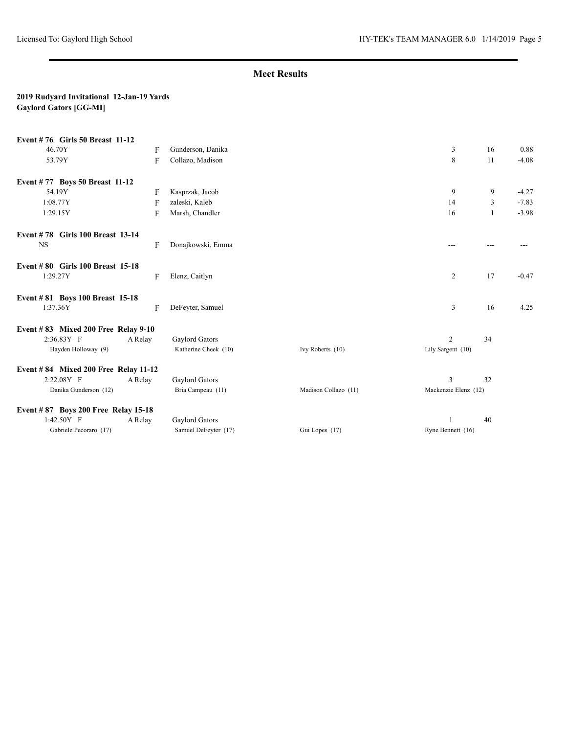## Meet Results

**2019 Rudyard Invitational 12-Jan-19 Yards**
**Gaylord Gators [GG-MI]**

**Event # 76 Girls 50 Breast 11-12**

| | | | | | |
|---|---|---|---|---|---|
| 46.70Y | F | Gunderson, Danika | 3 | 16 | 0.88 |
| 53.79Y | F | Collazo, Madison | 8 | 11 | -4.08 |

**Event # 77 Boys 50 Breast 11-12**

| | | | | | |
|---|---|---|---|---|---|
| 54.19Y | F | Kasprzak, Jacob | 9 | 9 | -4.27 |
| 1:08.77Y | F | zaleski, Kaleb | 14 | 3 | -7.83 |
| 1:29.15Y | F | Marsh, Chandler | 16 | 1 | -3.98 |

**Event # 78 Girls 100 Breast 13-14**

| | | | | | |
|---|---|---|---|---|---|
| NS | F | Donajkowski, Emma | --- | --- | --- |

**Event # 80 Girls 100 Breast 15-18**

| | | | | | |
|---|---|---|---|---|---|
| 1:29.27Y | F | Elenz, Caitlyn | 2 | 17 | -0.47 |

**Event # 81 Boys 100 Breast 15-18**

| | | | | | |
|---|---|---|---|---|---|
| 1:37.36Y | F | DeFeyter, Samuel | 3 | 16 | 4.25 |

**Event # 83 Mixed 200 Free Relay 9-10**

| | | | | | |
|---|---|---|---|---|---|
| 2:36.83Y F | A Relay | Gaylord Gators | | 2 | 34 |
| Hayden Holloway (9) | | Katherine Cheek (10) | Ivy Roberts (10) | Lily Sargent (10) | |

**Event # 84 Mixed 200 Free Relay 11-12**

| | | | | | |
|---|---|---|---|---|---|
| 2:22.08Y F | A Relay | Gaylord Gators | | 3 | 32 |
| Danika Gunderson (12) | | Bria Campeau (11) | Madison Collazo (11) | Mackenzie Elenz (12) | |

**Event # 87 Boys 200 Free Relay 15-18**

| | | | | | |
|---|---|---|---|---|---|
| 1:42.50Y F | A Relay | Gaylord Gators | | 1 | 40 |
| Gabriele Pecoraro (17) | | Samuel DeFeyter (17) | Gui Lopes (17) | Ryne Bennett (16) | |